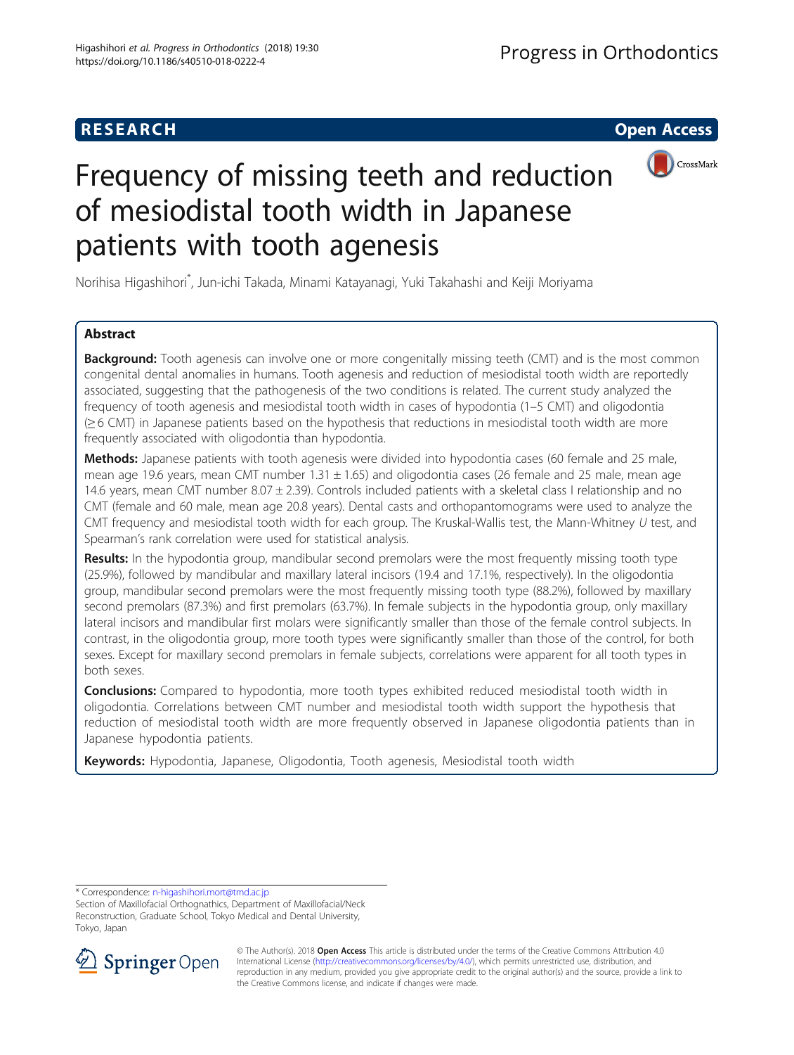RESEARCH

Open Access

# Frequency of missing teeth and reduction of mesiodistal tooth width in Japanese patients with tooth agenesis

Norihisa Higashihori*, Jun-ichi Takada, Minami Katayanagi, Yuki Takahashi and Keiji Moriyama

## Abstract

**Background:** Tooth agenesis can involve one or more congenitally missing teeth (CMT) and is the most common congenital dental anomalies in humans. Tooth agenesis and reduction of mesiodistal tooth width are reportedly associated, suggesting that the pathogenesis of the two conditions is related. The current study analyzed the frequency of tooth agenesis and mesiodistal tooth width in cases of hypodontia (1–5 CMT) and oligodontia (≥ 6 CMT) in Japanese patients based on the hypothesis that reductions in mesiodistal tooth width are more frequently associated with oligodontia than hypodontia.

**Methods:** Japanese patients with tooth agenesis were divided into hypodontia cases (60 female and 25 male, mean age 19.6 years, mean CMT number 1.31 ± 1.65) and oligodontia cases (26 female and 25 male, mean age 14.6 years, mean CMT number 8.07 ± 2.39). Controls included patients with a skeletal class I relationship and no CMT (female and 60 male, mean age 20.8 years). Dental casts and orthopantomograms were used to analyze the CMT frequency and mesiodistal tooth width for each group. The Kruskal-Wallis test, the Mann-Whitney *U* test, and Spearman's rank correlation were used for statistical analysis.

**Results:** In the hypodontia group, mandibular second premolars were the most frequently missing tooth type (25.9%), followed by mandibular and maxillary lateral incisors (19.4 and 17.1%, respectively). In the oligodontia group, mandibular second premolars were the most frequently missing tooth type (88.2%), followed by maxillary second premolars (87.3%) and first premolars (63.7%). In female subjects in the hypodontia group, only maxillary lateral incisors and mandibular first molars were significantly smaller than those of the female control subjects. In contrast, in the oligodontia group, more tooth types were significantly smaller than those of the control, for both sexes. Except for maxillary second premolars in female subjects, correlations were apparent for all tooth types in both sexes.

**Conclusions:** Compared to hypodontia, more tooth types exhibited reduced mesiodistal tooth width in oligodontia. Correlations between CMT number and mesiodistal tooth width support the hypothesis that reduction of mesiodistal tooth width are more frequently observed in Japanese oligodontia patients than in Japanese hypodontia patients.

**Keywords:** Hypodontia, Japanese, Oligodontia, Tooth agenesis, Mesiodistal tooth width

---

* Correspondence: n-higashihori.mort@tmd.ac.jp

Section of Maxillofacial Orthognathics, Department of Maxillofacial/Neck Reconstruction, Graduate School, Tokyo Medical and Dental University, Tokyo, Japan

© The Author(s). 2018 **Open Access** This article is distributed under the terms of the Creative Commons Attribution 4.0 International License (http://creativecommons.org/licenses/by/4.0/), which permits unrestricted use, distribution, and reproduction in any medium, provided you give appropriate credit to the original author(s) and the source, provide a link to the Creative Commons license, and indicate if changes were made.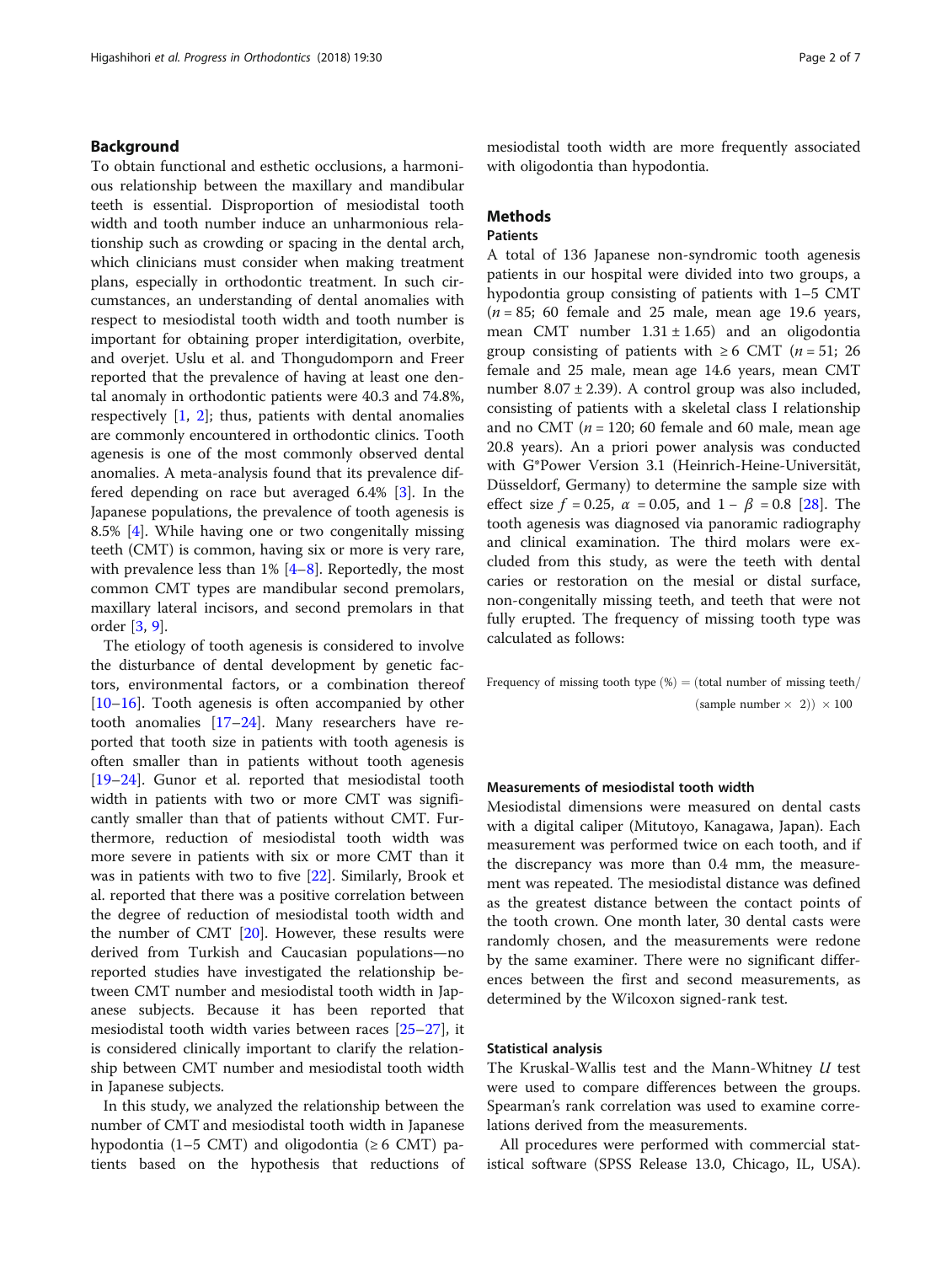## Background

To obtain functional and esthetic occlusions, a harmonious relationship between the maxillary and mandibular teeth is essential. Disproportion of mesiodistal tooth width and tooth number induce an unharmonious relationship such as crowding or spacing in the dental arch, which clinicians must consider when making treatment plans, especially in orthodontic treatment. In such circumstances, an understanding of dental anomalies with respect to mesiodistal tooth width and tooth number is important for obtaining proper interdigitation, overbite, and overjet. Uslu et al. and Thongudomporn and Freer reported that the prevalence of having at least one dental anomaly in orthodontic patients were 40.3 and 74.8%, respectively [1, 2]; thus, patients with dental anomalies are commonly encountered in orthodontic clinics. Tooth agenesis is one of the most commonly observed dental anomalies. A meta-analysis found that its prevalence differed depending on race but averaged 6.4% [3]. In the Japanese populations, the prevalence of tooth agenesis is 8.5% [4]. While having one or two congenitally missing teeth (CMT) is common, having six or more is very rare, with prevalence less than 1% [4–8]. Reportedly, the most common CMT types are mandibular second premolars, maxillary lateral incisors, and second premolars in that order [3, 9].

The etiology of tooth agenesis is considered to involve the disturbance of dental development by genetic factors, environmental factors, or a combination thereof [10–16]. Tooth agenesis is often accompanied by other tooth anomalies [17–24]. Many researchers have reported that tooth size in patients with tooth agenesis is often smaller than in patients without tooth agenesis [19–24]. Gunor et al. reported that mesiodistal tooth width in patients with two or more CMT was significantly smaller than that of patients without CMT. Furthermore, reduction of mesiodistal tooth width was more severe in patients with six or more CMT than it was in patients with two to five [22]. Similarly, Brook et al. reported that there was a positive correlation between the degree of reduction of mesiodistal tooth width and the number of CMT [20]. However, these results were derived from Turkish and Caucasian populations—no reported studies have investigated the relationship between CMT number and mesiodistal tooth width in Japanese subjects. Because it has been reported that mesiodistal tooth width varies between races [25–27], it is considered clinically important to clarify the relationship between CMT number and mesiodistal tooth width in Japanese subjects.

In this study, we analyzed the relationship between the number of CMT and mesiodistal tooth width in Japanese hypodontia (1–5 CMT) and oligodontia (≥ 6 CMT) patients based on the hypothesis that reductions of mesiodistal tooth width are more frequently associated with oligodontia than hypodontia.

## Methods

### Patients

A total of 136 Japanese non-syndromic tooth agenesis patients in our hospital were divided into two groups, a hypodontia group consisting of patients with 1–5 CMT ($n = 85$; 60 female and 25 male, mean age 19.6 years, mean CMT number $1.31 \pm 1.65$) and an oligodontia group consisting of patients with ≥ 6 CMT ($n = 51$; 26 female and 25 male, mean age 14.6 years, mean CMT number $8.07 \pm 2.39$). A control group was also included, consisting of patients with a skeletal class I relationship and no CMT ($n = 120$; 60 female and 60 male, mean age 20.8 years). An a priori power analysis was conducted with G*Power Version 3.1 (Heinrich-Heine-Universität, Düsseldorf, Germany) to determine the sample size with effect size $f = 0.25$, $\alpha = 0.05$, and $1 - \beta = 0.8$ [28]. The tooth agenesis was diagnosed via panoramic radiography and clinical examination. The third molars were excluded from this study, as were the teeth with dental caries or restoration on the mesial or distal surface, non-congenitally missing teeth, and teeth that were not fully erupted. The frequency of missing tooth type was calculated as follows:

$$\text{Frequency of missing tooth type }(\%) = (\text{total number of missing teeth}/(\text{sample number} \times 2)) \times 100$$

### Measurements of mesiodistal tooth width

Mesiodistal dimensions were measured on dental casts with a digital caliper (Mitutoyo, Kanagawa, Japan). Each measurement was performed twice on each tooth, and if the discrepancy was more than 0.4 mm, the measurement was repeated. The mesiodistal distance was defined as the greatest distance between the contact points of the tooth crown. One month later, 30 dental casts were randomly chosen, and the measurements were redone by the same examiner. There were no significant differences between the first and second measurements, as determined by the Wilcoxon signed-rank test.

### Statistical analysis

The Kruskal-Wallis test and the Mann-Whitney *U* test were used to compare differences between the groups. Spearman's rank correlation was used to examine correlations derived from the measurements.

All procedures were performed with commercial statistical software (SPSS Release 13.0, Chicago, IL, USA).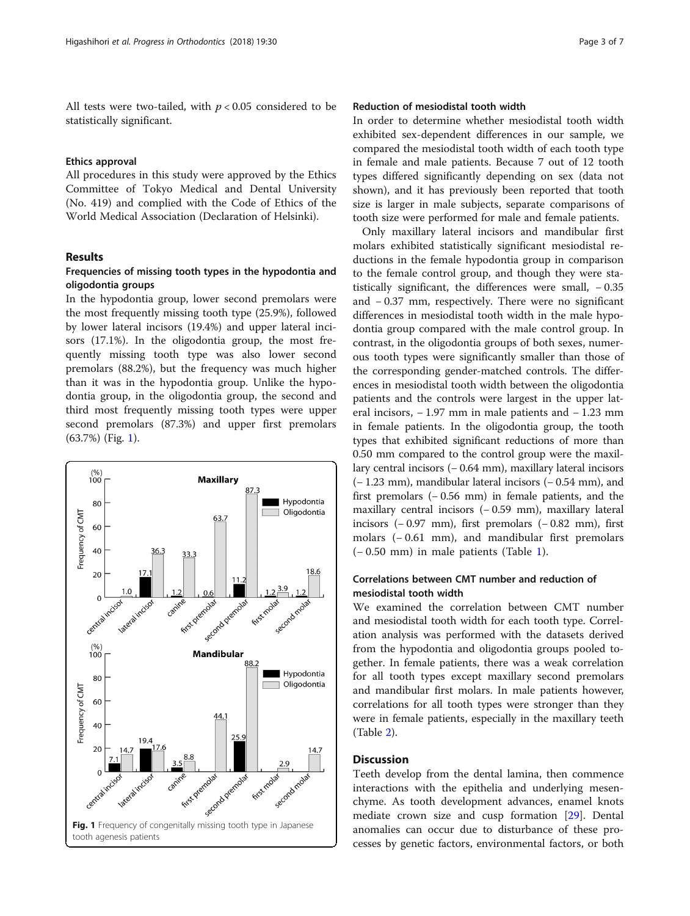All tests were two-tailed, with $p < 0.05$ considered to be statistically significant.

### Ethics approval

All procedures in this study were approved by the Ethics Committee of Tokyo Medical and Dental University (No. 419) and complied with the Code of Ethics of the World Medical Association (Declaration of Helsinki).

## Results

### Frequencies of missing tooth types in the hypodontia and oligodontia groups

In the hypodontia group, lower second premolars were the most frequently missing tooth type (25.9%), followed by lower lateral incisors (19.4%) and upper lateral incisors (17.1%). In the oligodontia group, the most frequently missing tooth type was also lower second premolars (88.2%), but the frequency was much higher than it was in the hypodontia group. Unlike the hypodontia group, in the oligodontia group, the second and third most frequently missing tooth types were upper second premolars (87.3%) and upper first premolars (63.7%) (Fig. 1).

**Fig. 1** Frequency of congenitally missing tooth type in Japanese tooth agenesis patients

### Reduction of mesiodistal tooth width

In order to determine whether mesiodistal tooth width exhibited sex-dependent differences in our sample, we compared the mesiodistal tooth width of each tooth type in female and male patients. Because 7 out of 12 tooth types differed significantly depending on sex (data not shown), and it has previously been reported that tooth size is larger in male subjects, separate comparisons of tooth size were performed for male and female patients.

Only maxillary lateral incisors and mandibular first molars exhibited statistically significant mesiodistal reductions in the female hypodontia group in comparison to the female control group, and though they were statistically significant, the differences were small, − 0.35 and − 0.37 mm, respectively. There were no significant differences in mesiodistal tooth width in the male hypodontia group compared with the male control group. In contrast, in the oligodontia groups of both sexes, numerous tooth types were significantly smaller than those of the corresponding gender-matched controls. The differences in mesiodistal tooth width between the oligodontia patients and the controls were largest in the upper lateral incisors, − 1.97 mm in male patients and − 1.23 mm in female patients. In the oligodontia group, the tooth types that exhibited significant reductions of more than 0.50 mm compared to the control group were the maxillary central incisors (− 0.64 mm), maxillary lateral incisors (− 1.23 mm), mandibular lateral incisors (− 0.54 mm), and first premolars (− 0.56 mm) in female patients, and the maxillary central incisors (− 0.59 mm), maxillary lateral incisors (− 0.97 mm), first premolars (− 0.82 mm), first molars (− 0.61 mm), and mandibular first premolars (− 0.50 mm) in male patients (Table 1).

### Correlations between CMT number and reduction of mesiodistal tooth width

We examined the correlation between CMT number and mesiodistal tooth width for each tooth type. Correlation analysis was performed with the datasets derived from the hypodontia and oligodontia groups pooled together. In female patients, there was a weak correlation for all tooth types except maxillary second premolars and mandibular first molars. In male patients however, correlations for all tooth types were stronger than they were in female patients, especially in the maxillary teeth (Table 2).

## Discussion

Teeth develop from the dental lamina, then commence interactions with the epithelia and underlying mesenchyme. As tooth development advances, enamel knots mediate crown size and cusp formation [29]. Dental anomalies can occur due to disturbance of these processes by genetic factors, environmental factors, or both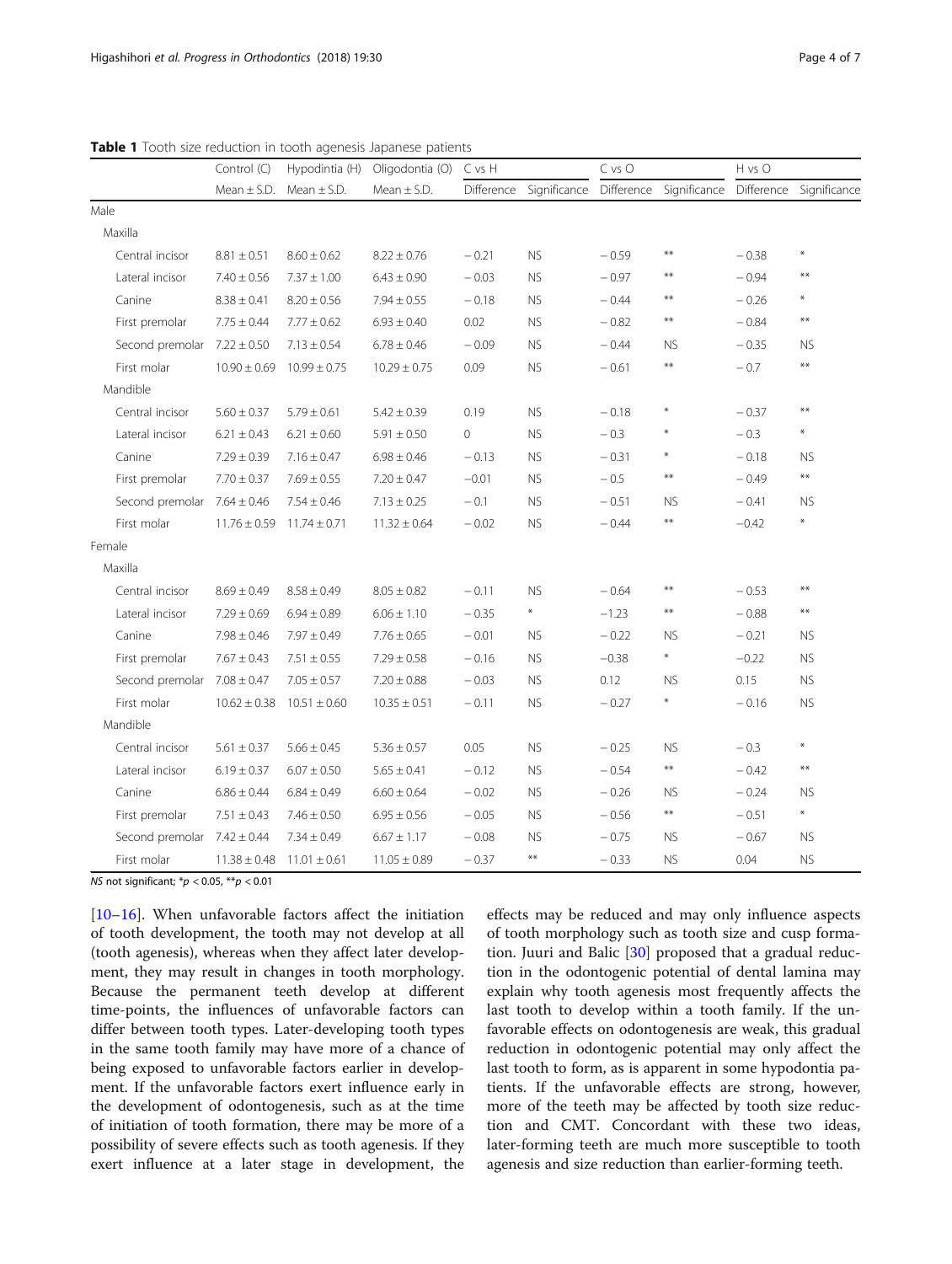**Table 1** Tooth size reduction in tooth agenesis Japanese patients

| | Control (C) | Hypodintia (H) | Oligodontia (O) | C vs H | | C vs O | | H vs O | |
|---|---|---|---|---|---|---|---|---|---|
| | Mean ± S.D. | Mean ± S.D. | Mean ± S.D. | Difference | Significance | Difference | Significance | Difference | Significance |
| Male | | | | | | | | | |
| Maxilla | | | | | | | | | |
| Central incisor | 8.81 ± 0.51 | 8.60 ± 0.62 | 8.22 ± 0.76 | − 0.21 | NS | − 0.59 | ** | − 0.38 | * |
| Lateral incisor | 7.40 ± 0.56 | 7.37 ± 1.00 | 6.43 ± 0.90 | − 0.03 | NS | − 0.97 | ** | − 0.94 | ** |
| Canine | 8.38 ± 0.41 | 8.20 ± 0.56 | 7.94 ± 0.55 | − 0.18 | NS | − 0.44 | ** | − 0.26 | * |
| First premolar | 7.75 ± 0.44 | 7.77 ± 0.62 | 6.93 ± 0.40 | 0.02 | NS | − 0.82 | ** | − 0.84 | ** |
| Second premolar | 7.22 ± 0.50 | 7.13 ± 0.54 | 6.78 ± 0.46 | − 0.09 | NS | − 0.44 | NS | − 0.35 | NS |
| First molar | 10.90 ± 0.69 | 10.99 ± 0.75 | 10.29 ± 0.75 | 0.09 | NS | − 0.61 | ** | − 0.7 | ** |
| Mandible | | | | | | | | | |
| Central incisor | 5.60 ± 0.37 | 5.79 ± 0.61 | 5.42 ± 0.39 | 0.19 | NS | − 0.18 | * | − 0.37 | ** |
| Lateral incisor | 6.21 ± 0.43 | 6.21 ± 0.60 | 5.91 ± 0.50 | 0 | NS | − 0.3 | * | − 0.3 | * |
| Canine | 7.29 ± 0.39 | 7.16 ± 0.47 | 6.98 ± 0.46 | − 0.13 | NS | − 0.31 | * | − 0.18 | NS |
| First premolar | 7.70 ± 0.37 | 7.69 ± 0.55 | 7.20 ± 0.47 | −0.01 | NS | − 0.5 | ** | − 0.49 | ** |
| Second premolar | 7.64 ± 0.46 | 7.54 ± 0.46 | 7.13 ± 0.25 | − 0.1 | NS | − 0.51 | NS | − 0.41 | NS |
| First molar | 11.76 ± 0.59 | 11.74 ± 0.71 | 11.32 ± 0.64 | − 0.02 | NS | − 0.44 | ** | −0.42 | * |
| Female | | | | | | | | | |
| Maxilla | | | | | | | | | |
| Central incisor | 8.69 ± 0.49 | 8.58 ± 0.49 | 8.05 ± 0.82 | − 0.11 | NS | − 0.64 | ** | − 0.53 | ** |
| Lateral incisor | 7.29 ± 0.69 | 6.94 ± 0.89 | 6.06 ± 1.10 | − 0.35 | * | −1.23 | ** | − 0.88 | ** |
| Canine | 7.98 ± 0.46 | 7.97 ± 0.49 | 7.76 ± 0.65 | − 0.01 | NS | − 0.22 | NS | − 0.21 | NS |
| First premolar | 7.67 ± 0.43 | 7.51 ± 0.55 | 7.29 ± 0.58 | − 0.16 | NS | −0.38 | * | −0.22 | NS |
| Second premolar | 7.08 ± 0.47 | 7.05 ± 0.57 | 7.20 ± 0.88 | − 0.03 | NS | 0.12 | NS | 0.15 | NS |
| First molar | 10.62 ± 0.38 | 10.51 ± 0.60 | 10.35 ± 0.51 | − 0.11 | NS | − 0.27 | * | − 0.16 | NS |
| Mandible | | | | | | | | | |
| Central incisor | 5.61 ± 0.37 | 5.66 ± 0.45 | 5.36 ± 0.57 | 0.05 | NS | − 0.25 | NS | − 0.3 | * |
| Lateral incisor | 6.19 ± 0.37 | 6.07 ± 0.50 | 5.65 ± 0.41 | − 0.12 | NS | − 0.54 | ** | − 0.42 | ** |
| Canine | 6.86 ± 0.44 | 6.84 ± 0.49 | 6.60 ± 0.64 | − 0.02 | NS | − 0.26 | NS | − 0.24 | NS |
| First premolar | 7.51 ± 0.43 | 7.46 ± 0.50 | 6.95 ± 0.56 | − 0.05 | NS | − 0.56 | ** | − 0.51 | * |
| Second premolar | 7.42 ± 0.44 | 7.34 ± 0.49 | 6.67 ± 1.17 | − 0.08 | NS | − 0.75 | NS | − 0.67 | NS |
| First molar | 11.38 ± 0.48 | 11.01 ± 0.61 | 11.05 ± 0.89 | − 0.37 | ** | − 0.33 | NS | 0.04 | NS |

*NS* not significant; $*p < 0.05$, $**p < 0.01$

[10–16]. When unfavorable factors affect the initiation of tooth development, the tooth may not develop at all (tooth agenesis), whereas when they affect later development, they may result in changes in tooth morphology. Because the permanent teeth develop at different time-points, the influences of unfavorable factors can differ between tooth types. Later-developing tooth types in the same tooth family may have more of a chance of being exposed to unfavorable factors earlier in development. If the unfavorable factors exert influence early in the development of odontogenesis, such as at the time of initiation of tooth formation, there may be more of a possibility of severe effects such as tooth agenesis. If they exert influence at a later stage in development, the effects may be reduced and may only influence aspects of tooth morphology such as tooth size and cusp formation. Juuri and Balic [30] proposed that a gradual reduction in the odontogenic potential of dental lamina may explain why tooth agenesis most frequently affects the last tooth to develop within a tooth family. If the unfavorable effects on odontogenesis are weak, this gradual reduction in odontogenic potential may only affect the last tooth to form, as is apparent in some hypodontia patients. If the unfavorable effects are strong, however, more of the teeth may be affected by tooth size reduction and CMT. Concordant with these two ideas, later-forming teeth are much more susceptible to tooth agenesis and size reduction than earlier-forming teeth.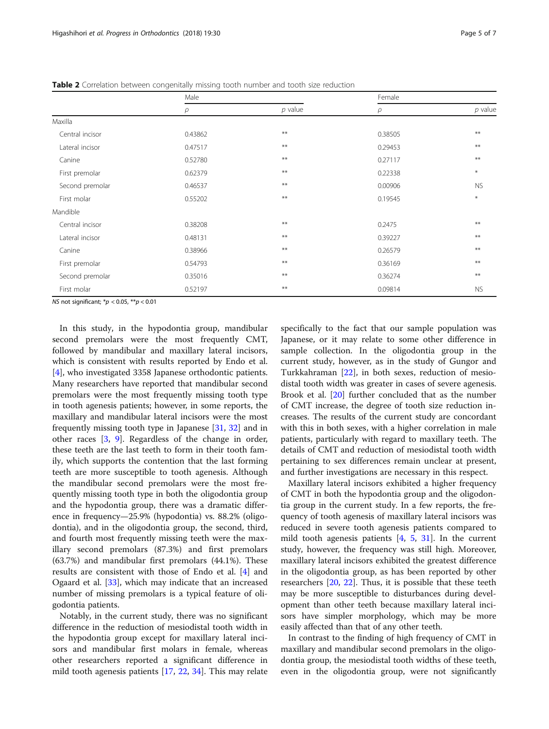**Table 2** Correlation between congenitally missing tooth number and tooth size reduction

| | Male | | Female | |
|---|---|---|---|---|
| | ρ | p value | ρ | p value |
| Maxilla | | | | |
| Central incisor | 0.43862 | ** | 0.38505 | ** |
| Lateral incisor | 0.47517 | ** | 0.29453 | ** |
| Canine | 0.52780 | ** | 0.27117 | ** |
| First premolar | 0.62379 | ** | 0.22338 | * |
| Second premolar | 0.46537 | ** | 0.00906 | NS |
| First molar | 0.55202 | ** | 0.19545 | * |
| Mandible | | | | |
| Central incisor | 0.38208 | ** | 0.2475 | ** |
| Lateral incisor | 0.48131 | ** | 0.39227 | ** |
| Canine | 0.38966 | ** | 0.26579 | ** |
| First premolar | 0.54793 | ** | 0.36169 | ** |
| Second premolar | 0.35016 | ** | 0.36274 | ** |
| First molar | 0.52197 | ** | 0.09814 | NS |

*NS* not significant; *$p < 0.05$, **$p < 0.01$

In this study, in the hypodontia group, mandibular second premolars were the most frequently CMT, followed by mandibular and maxillary lateral incisors, which is consistent with results reported by Endo et al. [4], who investigated 3358 Japanese orthodontic patients. Many researchers have reported that mandibular second premolars were the most frequently missing tooth type in tooth agenesis patients; however, in some reports, the maxillary and mandibular lateral incisors were the most frequently missing tooth type in Japanese [31, 32] and in other races [3, 9]. Regardless of the change in order, these teeth are the last teeth to form in their tooth family, which supports the contention that the last forming teeth are more susceptible to tooth agenesis. Although the mandibular second premolars were the most frequently missing tooth type in both the oligodontia group and the hypodontia group, there was a dramatic difference in frequency—25.9% (hypodontia) vs. 88.2% (oligodontia), and in the oligodontia group, the second, third, and fourth most frequently missing teeth were the maxillary second premolars (87.3%) and first premolars (63.7%) and mandibular first premolars (44.1%). These results are consistent with those of Endo et al. [4] and Ogaard et al. [33], which may indicate that an increased number of missing premolars is a typical feature of oligodontia patients.

Notably, in the current study, there was no significant difference in the reduction of mesiodistal tooth width in the hypodontia group except for maxillary lateral incisors and mandibular first molars in female, whereas other researchers reported a significant difference in mild tooth agenesis patients [17, 22, 34]. This may relate specifically to the fact that our sample population was Japanese, or it may relate to some other difference in sample collection. In the oligodontia group in the current study, however, as in the study of Gungor and Turkkahraman [22], in both sexes, reduction of mesiodistal tooth width was greater in cases of severe agenesis. Brook et al. [20] further concluded that as the number of CMT increase, the degree of tooth size reduction increases. The results of the current study are concordant with this in both sexes, with a higher correlation in male patients, particularly with regard to maxillary teeth. The details of CMT and reduction of mesiodistal tooth width pertaining to sex differences remain unclear at present, and further investigations are necessary in this respect.

Maxillary lateral incisors exhibited a higher frequency of CMT in both the hypodontia group and the oligodontia group in the current study. In a few reports, the frequency of tooth agenesis of maxillary lateral incisors was reduced in severe tooth agenesis patients compared to mild tooth agenesis patients [4, 5, 31]. In the current study, however, the frequency was still high. Moreover, maxillary lateral incisors exhibited the greatest difference in the oligodontia group, as has been reported by other researchers [20, 22]. Thus, it is possible that these teeth may be more susceptible to disturbances during development than other teeth because maxillary lateral incisors have simpler morphology, which may be more easily affected than that of any other teeth.

In contrast to the finding of high frequency of CMT in maxillary and mandibular second premolars in the oligodontia group, the mesiodistal tooth widths of these teeth, even in the oligodontia group, were not significantly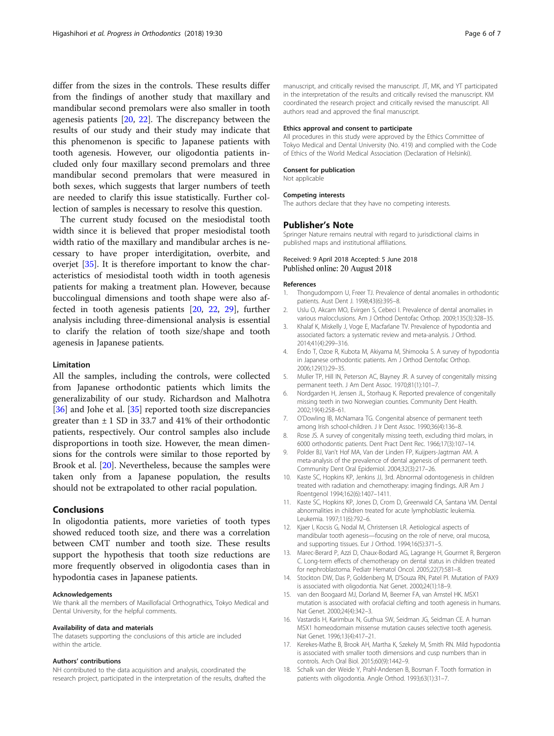differ from the sizes in the controls. These results differ from the findings of another study that maxillary and mandibular second premolars were also smaller in tooth agenesis patients [20, 22]. The discrepancy between the results of our study and their study may indicate that this phenomenon is specific to Japanese patients with tooth agenesis. However, our oligodontia patients included only four maxillary second premolars and three mandibular second premolars that were measured in both sexes, which suggests that larger numbers of teeth are needed to clarify this issue statistically. Further collection of samples is necessary to resolve this question.

The current study focused on the mesiodistal tooth width since it is believed that proper mesiodistal tooth width ratio of the maxillary and mandibular arches is necessary to have proper interdigitation, overbite, and overjet [35]. It is therefore important to know the characteristics of mesiodistal tooth width in tooth agenesis patients for making a treatment plan. However, because buccolingual dimensions and tooth shape were also affected in tooth agenesis patients [20, 22, 29], further analysis including three-dimensional analysis is essential to clarify the relation of tooth size/shape and tooth agenesis in Japanese patients.

### Limitation

All the samples, including the controls, were collected from Japanese orthodontic patients which limits the generalizability of our study. Richardson and Malhotra [36] and Johe et al. [35] reported tooth size discrepancies greater than ± 1 SD in 33.7 and 41% of their orthodontic patients, respectively. Our control samples also include disproportions in tooth size. However, the mean dimensions for the controls were similar to those reported by Brook et al. [20]. Nevertheless, because the samples were taken only from a Japanese population, the results should not be extrapolated to other racial population.

## Conclusions

In oligodontia patients, more varieties of tooth types showed reduced tooth size, and there was a correlation between CMT number and tooth size. These results support the hypothesis that tooth size reductions are more frequently observed in oligodontia cases than in hypodontia cases in Japanese patients.

#### Acknowledgements

We thank all the members of Maxillofacial Orthognathics, Tokyo Medical and Dental University, for the helpful comments.

#### Availability of data and materials

The datasets supporting the conclusions of this article are included within the article.

#### Authors' contributions

NH contributed to the data acquisition and analysis, coordinated the research project, participated in the interpretation of the results, drafted the manuscript, and critically revised the manuscript. JT, MK, and YT participated in the interpretation of the results and critically revised the manuscript. KM coordinated the research project and critically revised the manuscript. All authors read and approved the final manuscript.

#### Ethics approval and consent to participate

All procedures in this study were approved by the Ethics Committee of Tokyo Medical and Dental University (No. 419) and complied with the Code of Ethics of the World Medical Association (Declaration of Helsinki).

#### Consent for publication

Not applicable

#### Competing interests

The authors declare that they have no competing interests.

## Publisher's Note

Springer Nature remains neutral with regard to jurisdictional claims in published maps and institutional affiliations.

Received: 9 April 2018 Accepted: 5 June 2018
Published online: 20 August 2018

#### References

1. Thongudomporn U, Freer TJ. Prevalence of dental anomalies in orthodontic patients. Aust Dent J. 1998;43(6):395–8.
2. Uslu O, Akcam MO, Evirgen S, Cebeci I. Prevalence of dental anomalies in various malocclusions. Am J Orthod Dentofac Orthop. 2009;135(3):328–35.
3. Khalaf K, Miskelly J, Voge E, Macfarlane TV. Prevalence of hypodontia and associated factors: a systematic review and meta-analysis. J Orthod. 2014;41(4):299–316.
4. Endo T, Ozoe R, Kubota M, Akiyama M, Shimooka S. A survey of hypodontia in Japanese orthodontic patients. Am J Orthod Dentofac Orthop. 2006;129(1):29–35.
5. Muller TP, Hill IN, Peterson AC, Blayney JR. A survey of congenitally missing permanent teeth. J Am Dent Assoc. 1970;81(1):101–7.
6. Nordgarden H, Jensen JL, Storhaug K. Reported prevalence of congenitally missing teeth in two Norwegian counties. Community Dent Health. 2002;19(4):258–61.
7. O'Dowling IB, McNamara TG. Congenital absence of permanent teeth among Irish school-children. J Ir Dent Assoc. 1990;36(4):136–8.
8. Rose JS. A survey of congenitally missing teeth, excluding third molars, in 6000 orthodontic patients. Dent Pract Dent Rec. 1966;17(3):107–14.
9. Polder BJ, Van't Hof MA, Van der Linden FP, Kuijpers-Jagtman AM. A meta-analysis of the prevalence of dental agenesis of permanent teeth. Community Dent Oral Epidemiol. 2004;32(3):217–26.
10. Kaste SC, Hopkins KP, Jenkins JJ, 3rd. Abnormal odontogenesis in children treated with radiation and chemotherapy: imaging findings. AJR Am J Roentgenol 1994;162(6):1407–1411.
11. Kaste SC, Hopkins KP, Jones D, Crom D, Greenwald CA, Santana VM. Dental abnormalities in children treated for acute lymphoblastic leukemia. Leukemia. 1997;11(6):792–6.
12. Kjaer I, Kocsis G, Nodal M, Christensen LR. Aetiological aspects of mandibular tooth agenesis—focusing on the role of nerve, oral mucosa, and supporting tissues. Eur J Orthod. 1994;16(5):371–5.
13. Marec-Berard P, Azzi D, Chaux-Bodard AG, Lagrange H, Gourmet R, Bergeron C. Long-term effects of chemotherapy on dental status in children treated for nephroblastoma. Pediatr Hematol Oncol. 2005;22(7):581–8.
14. Stockton DW, Das P, Goldenberg M, D'Souza RN, Patel PI. Mutation of PAX9 is associated with oligodontia. Nat Genet. 2000;24(1):18–9.
15. van den Boogaard MJ, Dorland M, Beemer FA, van Amstel HK. MSX1 mutation is associated with orofacial clefting and tooth agenesis in humans. Nat Genet. 2000;24(4):342–3.
16. Vastardis H, Karimbux N, Guthua SW, Seidman JG, Seidman CE. A human MSX1 homeodomain missense mutation causes selective tooth agenesis. Nat Genet. 1996;13(4):417–21.
17. Kerekes-Mathe B, Brook AH, Martha K, Szekely M, Smith RN. Mild hypodontia is associated with smaller tooth dimensions and cusp numbers than in controls. Arch Oral Biol. 2015;60(9):1442–9.
18. Schalk van der Weide Y, Prahl-Andersen B, Bosman F. Tooth formation in patients with oligodontia. Angle Orthod. 1993;63(1):31–7.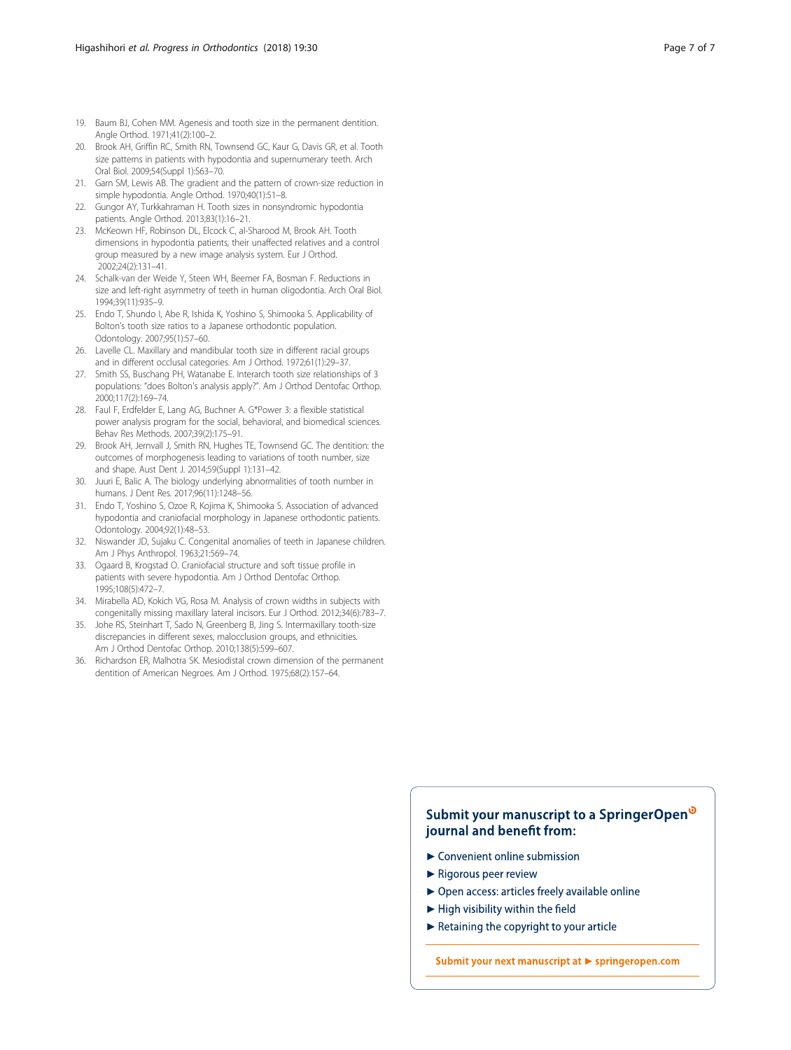19. Baum BJ, Cohen MM. Agenesis and tooth size in the permanent dentition. Angle Orthod. 1971;41(2):100–2.
20. Brook AH, Griffin RC, Smith RN, Townsend GC, Kaur G, Davis GR, et al. Tooth size patterns in patients with hypodontia and supernumerary teeth. Arch Oral Biol. 2009;54(Suppl 1):S63–70.
21. Garn SM, Lewis AB. The gradient and the pattern of crown-size reduction in simple hypodontia. Angle Orthod. 1970;40(1):51–8.
22. Gungor AY, Turkkahraman H. Tooth sizes in nonsyndromic hypodontia patients. Angle Orthod. 2013;83(1):16–21.
23. McKeown HF, Robinson DL, Elcock C, al-Sharood M, Brook AH. Tooth dimensions in hypodontia patients, their unaffected relatives and a control group measured by a new image analysis system. Eur J Orthod. 2002;24(2):131–41.
24. Schalk-van der Weide Y, Steen WH, Beemer FA, Bosman F. Reductions in size and left-right asymmetry of teeth in human oligodontia. Arch Oral Biol. 1994;39(11):935–9.
25. Endo T, Shundo I, Abe R, Ishida K, Yoshino S, Shimooka S. Applicability of Bolton's tooth size ratios to a Japanese orthodontic population. Odontology. 2007;95(1):57–60.
26. Lavelle CL. Maxillary and mandibular tooth size in different racial groups and in different occlusal categories. Am J Orthod. 1972;61(1):29–37.
27. Smith SS, Buschang PH, Watanabe E. Interarch tooth size relationships of 3 populations: "does Bolton's analysis apply?". Am J Orthod Dentofac Orthop. 2000;117(2):169–74.
28. Faul F, Erdfelder E, Lang AG, Buchner A. G*Power 3: a flexible statistical power analysis program for the social, behavioral, and biomedical sciences. Behav Res Methods. 2007;39(2):175–91.
29. Brook AH, Jernvall J, Smith RN, Hughes TE, Townsend GC. The dentition: the outcomes of morphogenesis leading to variations of tooth number, size and shape. Aust Dent J. 2014;59(Suppl 1):131–42.
30. Juuri E, Balic A. The biology underlying abnormalities of tooth number in humans. J Dent Res. 2017;96(11):1248–56.
31. Endo T, Yoshino S, Ozoe R, Kojima K, Shimooka S. Association of advanced hypodontia and craniofacial morphology in Japanese orthodontic patients. Odontology. 2004;92(1):48–53.
32. Niswander JD, Sujaku C. Congenital anomalies of teeth in Japanese children. Am J Phys Anthropol. 1963;21:569–74.
33. Ogaard B, Krogstad O. Craniofacial structure and soft tissue profile in patients with severe hypodontia. Am J Orthod Dentofac Orthop. 1995;108(5):472–7.
34. Mirabella AD, Kokich VG, Rosa M. Analysis of crown widths in subjects with congenitally missing maxillary lateral incisors. Eur J Orthod. 2012;34(6):783–7.
35. Johe RS, Steinhart T, Sado N, Greenberg B, Jing S. Intermaxillary tooth-size discrepancies in different sexes, malocclusion groups, and ethnicities. Am J Orthod Dentofac Orthop. 2010;138(5):599–607.
36. Richardson ER, Malhotra SK. Mesiodistal crown dimension of the permanent dentition of American Negroes. Am J Orthod. 1975;68(2):157–64.

**Submit your manuscript to a SpringerOpen journal and benefit from:**

- ► Convenient online submission
- ► Rigorous peer review
- ► Open access: articles freely available online
- ► High visibility within the field
- ► Retaining the copyright to your article

**Submit your next manuscript at ► springeropen.com**